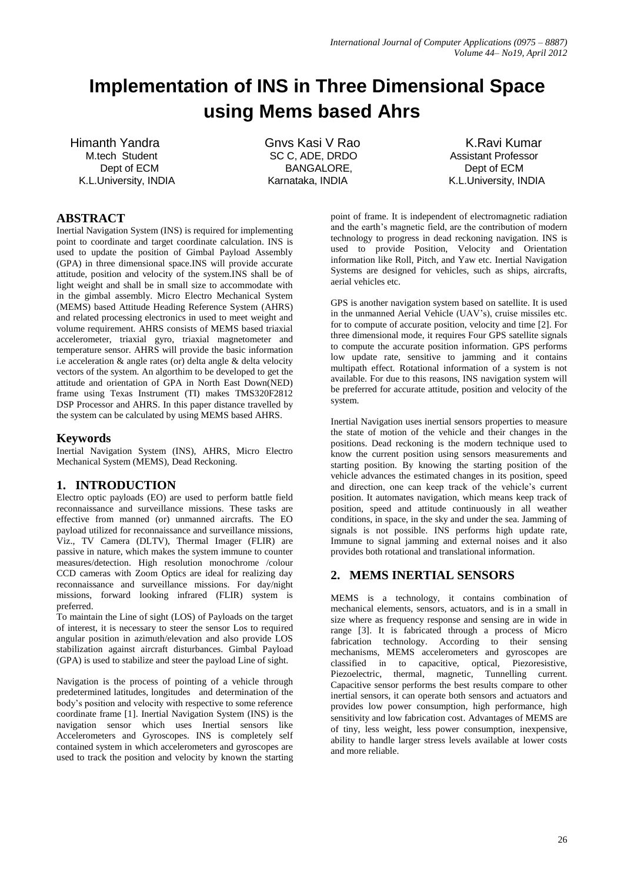# Implementation of INS in Three Dimensional Space using Mems based Ahrs

Himanth Yandra
M.tech Student
Dept of ECM
K.L.University, INDIA

Gnvs Kasi V Rao
SC C, ADE, DRDO
BANGALORE,
Karnataka, INDIA

K.Ravi Kumar
Assistant Professor
Dept of ECM
K.L.University, INDIA

## ABSTRACT

Inertial Navigation System (INS) is required for implementing point to coordinate and target coordinate calculation. INS is used to update the position of Gimbal Payload Assembly (GPA) in three dimensional space.INS will provide accurate attitude, position and velocity of the system.INS shall be of light weight and shall be in small size to accommodate with in the gimbal assembly. Micro Electro Mechanical System (MEMS) based Attitude Heading Reference System (AHRS) and related processing electronics in used to meet weight and volume requirement. AHRS consists of MEMS based triaxial accelerometer, triaxial gyro, triaxial magnetometer and temperature sensor. AHRS will provide the basic information i.e acceleration & angle rates (or) delta angle & delta velocity vectors of the system. An algorthim to be developed to get the attitude and orientation of GPA in North East Down(NED) frame using Texas Instrument (TI) makes TMS320F2812 DSP Processor and AHRS. In this paper distance travelled by the system can be calculated by using MEMS based AHRS.

## Keywords

Inertial Navigation System (INS), AHRS, Micro Electro Mechanical System (MEMS), Dead Reckoning.

## 1. INTRODUCTION

Electro optic payloads (EO) are used to perform battle field reconnaissance and surveillance missions. These tasks are effective from manned (or) unmanned aircrafts. The EO payload utilized for reconnaissance and surveillance missions, Viz., TV Camera (DLTV), Thermal Imager (FLIR) are passive in nature, which makes the system immune to counter measures/detection. High resolution monochrome /colour CCD cameras with Zoom Optics are ideal for realizing day reconnaissance and surveillance missions. For day/night missions, forward looking infrared (FLIR) system is preferred.

To maintain the Line of sight (LOS) of Payloads on the target of interest, it is necessary to steer the sensor Los to required angular position in azimuth/elevation and also provide LOS stabilization against aircraft disturbances. Gimbal Payload (GPA) is used to stabilize and steer the payload Line of sight.

Navigation is the process of pointing of a vehicle through predetermined latitudes, longitudes and determination of the body's position and velocity with respective to some reference coordinate frame [1]. Inertial Navigation System (INS) is the navigation sensor which uses Inertial sensors like Accelerometers and Gyroscopes. INS is completely self contained system in which accelerometers and gyroscopes are used to track the position and velocity by known the starting point of frame. It is independent of electromagnetic radiation and the earth's magnetic field, are the contribution of modern technology to progress in dead reckoning navigation. INS is used to provide Position, Velocity and Orientation information like Roll, Pitch, and Yaw etc. Inertial Navigation Systems are designed for vehicles, such as ships, aircrafts, aerial vehicles etc.

GPS is another navigation system based on satellite. It is used in the unmanned Aerial Vehicle (UAV's), cruise missiles etc. for to compute of accurate position, velocity and time [2]. For three dimensional mode, it requires Four GPS satellite signals to compute the accurate position information. GPS performs low update rate, sensitive to jamming and it contains multipath effect. Rotational information of a system is not available. For due to this reasons, INS navigation system will be preferred for accurate attitude, position and velocity of the system.

Inertial Navigation uses inertial sensors properties to measure the state of motion of the vehicle and their changes in the positions. Dead reckoning is the modern technique used to know the current position using sensors measurements and starting position. By knowing the starting position of the vehicle advances the estimated changes in its position, speed and direction, one can keep track of the vehicle's current position. It automates navigation, which means keep track of position, speed and attitude continuously in all weather conditions, in space, in the sky and under the sea. Jamming of signals is not possible. INS performs high update rate, Immune to signal jamming and external noises and it also provides both rotational and translational information.

## 2. MEMS INERTIAL SENSORS

MEMS is a technology, it contains combination of mechanical elements, sensors, actuators, and is in a small in size where as frequency response and sensing are in wide in range [3]. It is fabricated through a process of Micro fabrication technology. According to their sensing mechanisms, MEMS accelerometers and gyroscopes are classified in to capacitive, optical, Piezoresistive, Piezoelectric, thermal, magnetic, Tunnelling current. Capacitive sensor performs the best results compare to other inertial sensors, it can operate both sensors and actuators and provides low power consumption, high performance, high sensitivity and low fabrication cost. Advantages of MEMS are of tiny, less weight, less power consumption, inexpensive, ability to handle larger stress levels available at lower costs and more reliable.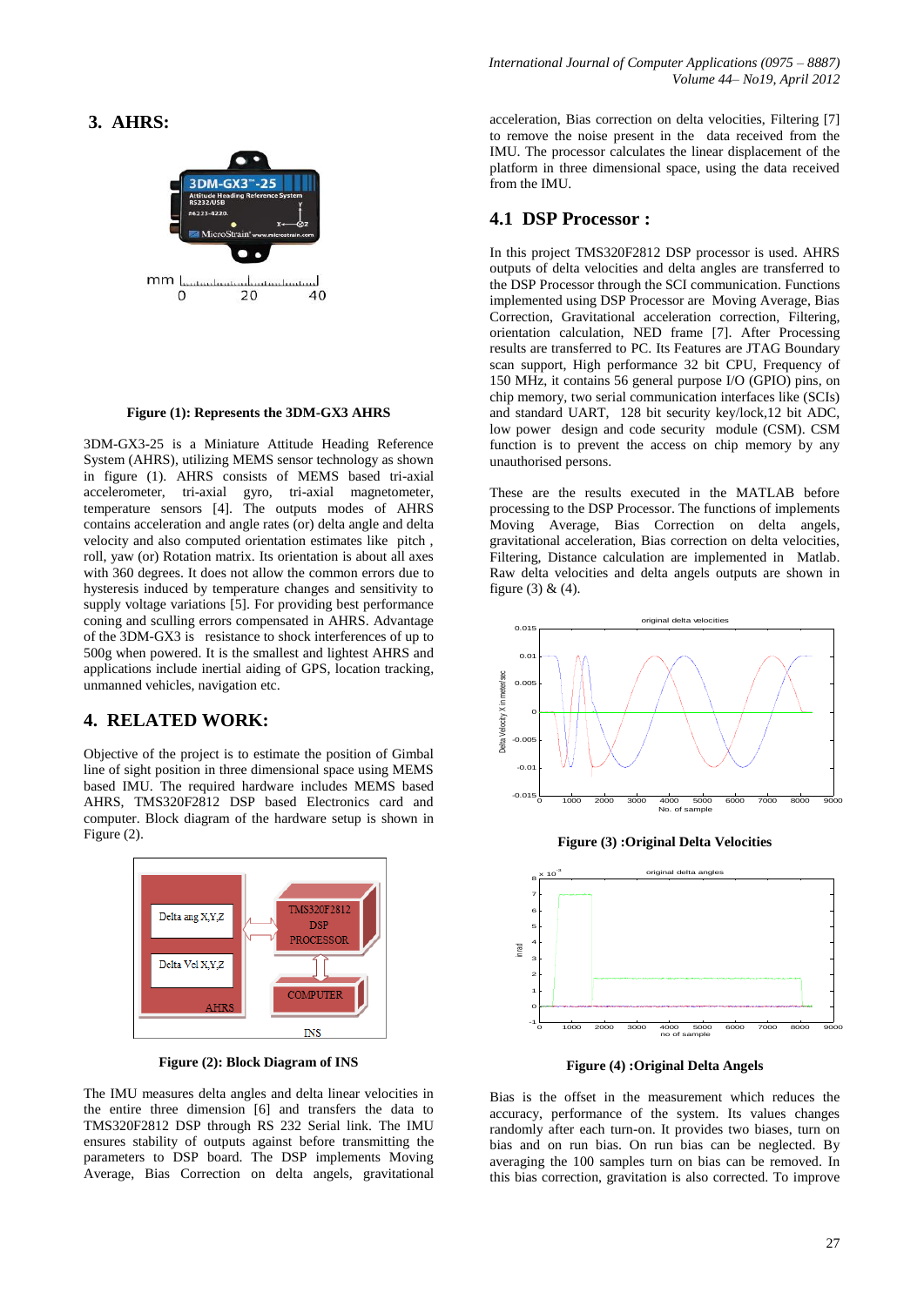## 3. AHRS:

Figure (1): Represents the 3DM-GX3 AHRS

3DM-GX3-25 is a Miniature Attitude Heading Reference System (AHRS), utilizing MEMS sensor technology as shown in figure (1). AHRS consists of MEMS based tri-axial accelerometer, tri-axial gyro, tri-axial magnetometer, temperature sensors [4]. The outputs modes of AHRS contains acceleration and angle rates (or) delta angle and delta velocity and also computed orientation estimates like pitch , roll, yaw (or) Rotation matrix. Its orientation is about all axes with 360 degrees. It does not allow the common errors due to hysteresis induced by temperature changes and sensitivity to supply voltage variations [5]. For providing best performance coning and sculling errors compensated in AHRS. Advantage of the 3DM-GX3 is resistance to shock interferences of up to 500g when powered. It is the smallest and lightest AHRS and applications include inertial aiding of GPS, location tracking, unmanned vehicles, navigation etc.

## 4. RELATED WORK:

Objective of the project is to estimate the position of Gimbal line of sight position in three dimensional space using MEMS based IMU. The required hardware includes MEMS based AHRS, TMS320F2812 DSP based Electronics card and computer. Block diagram of the hardware setup is shown in Figure (2).

Figure (2): Block Diagram of INS

The IMU measures delta angles and delta linear velocities in the entire three dimension [6] and transfers the data to TMS320F2812 DSP through RS 232 Serial link. The IMU ensures stability of outputs against before transmitting the parameters to DSP board. The DSP implements Moving Average, Bias Correction on delta angles, gravitational acceleration, Bias correction on delta velocities, Filtering [7] to remove the noise present in the data received from the IMU. The processor calculates the linear displacement of the platform in three dimensional space, using the data received from the IMU.

### 4.1 DSP Processor :

In this project TMS320F2812 DSP processor is used. AHRS outputs of delta velocities and delta angles are transferred to the DSP Processor through the SCI communication. Functions implemented using DSP Processor are Moving Average, Bias Correction, Gravitational acceleration correction, Filtering, orientation calculation, NED frame [7]. After Processing results are transferred to PC. Its Features are JTAG Boundary scan support, High performance 32 bit CPU, Frequency of 150 MHz, it contains 56 general purpose I/O (GPIO) pins, on chip memory, two serial communication interfaces like (SCIs) and standard UART, 128 bit security key/lock,12 bit ADC, low power design and code security module (CSM). CSM function is to prevent the access on chip memory by any unauthorised persons.

These are the results executed in the MATLAB before processing to the DSP Processor. The functions of implements Moving Average, Bias Correction on delta angels, gravitational acceleration, Bias correction on delta velocities, Filtering, Distance calculation are implemented in Matlab. Raw delta velocities and delta angels outputs are shown in figure (3) & (4).

Figure (3) :Original Delta Velocities

Figure (4) :Original Delta Angels

Bias is the offset in the measurement which reduces the accuracy, performance of the system. Its values changes randomly after each turn-on. It provides two biases, turn on bias and on run bias. On run bias can be neglected. By averaging the 100 samples turn on bias can be removed. In this bias correction, gravitation is also corrected. To improve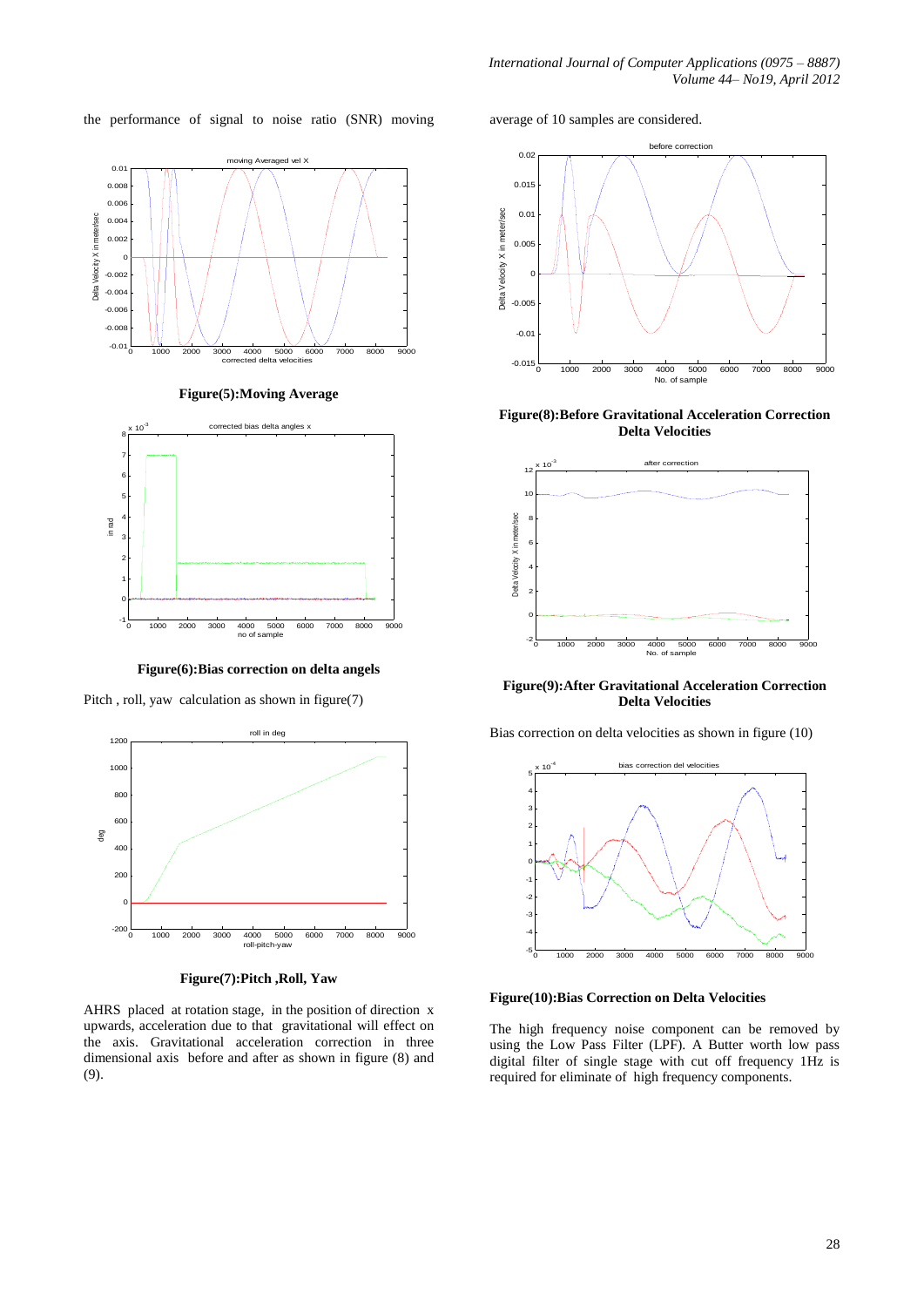the performance of signal to noise ratio (SNR) moving average of 10 samples are considered.

**Figure(5):Moving Average**

**Figure(6):Bias correction on delta angels**

Pitch , roll, yaw calculation as shown in figure(7)

**Figure(7):Pitch ,Roll, Yaw**

AHRS placed at rotation stage, in the position of direction x upwards, acceleration due to that gravitational will effect on the axis. Gravitational acceleration correction in three dimensional axis before and after as shown in figure (8) and (9).

**Figure(8):Before Gravitational Acceleration Correction Delta Velocities**

**Figure(9):After Gravitational Acceleration Correction Delta Velocities**

Bias correction on delta velocities as shown in figure (10)

**Figure(10):Bias Correction on Delta Velocities**

The high frequency noise component can be removed by using the Low Pass Filter (LPF). A Butter worth low pass digital filter of single stage with cut off frequency 1Hz is required for eliminate of high frequency components.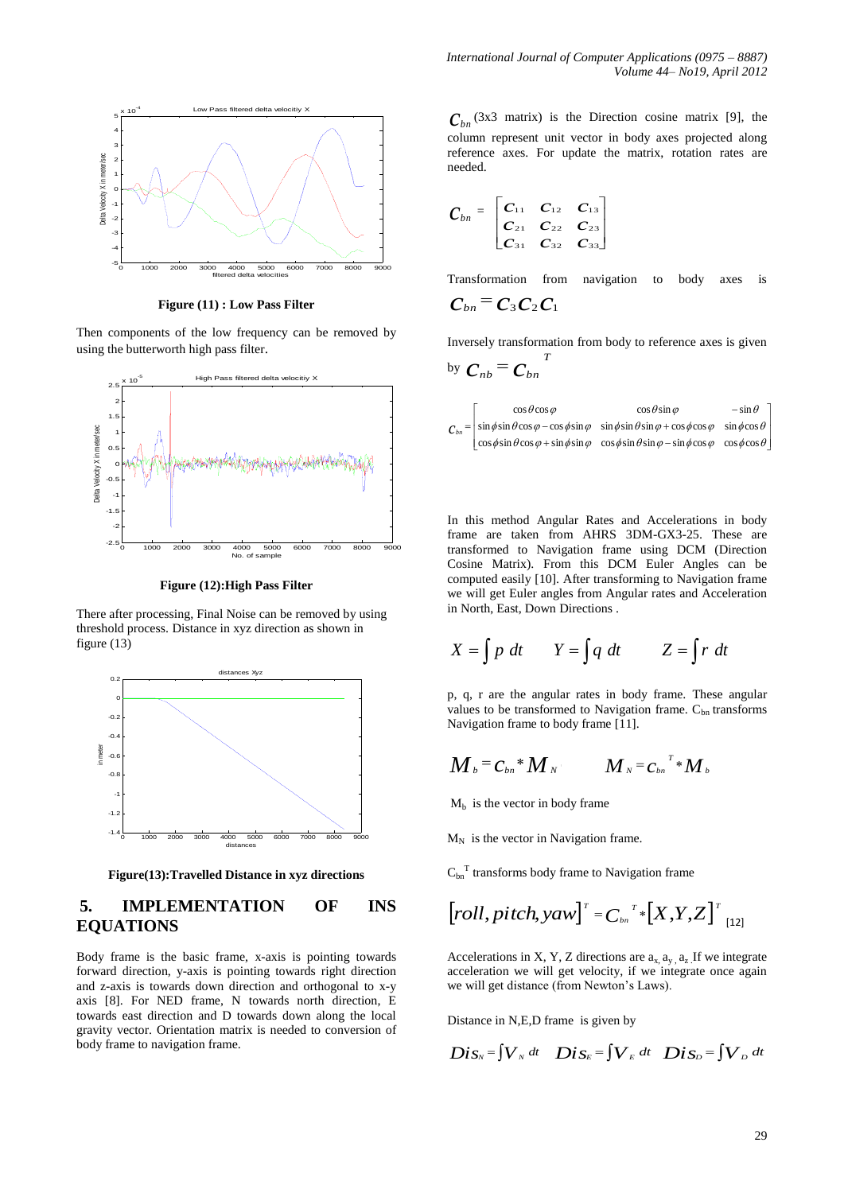Figure (11) : Low Pass Filter

Then components of the low frequency can be removed by using the butterworth high pass filter.

Figure (12):High Pass Filter

There after processing, Final Noise can be removed by using threshold process. Distance in xyz direction as shown in figure (13)

Figure(13):Travelled Distance in xyz directions

## 5. IMPLEMENTATION OF INS EQUATIONS

Body frame is the basic frame, x-axis is pointing towards forward direction, y-axis is pointing towards right direction and z-axis is towards down direction and orthogonal to x-y axis [8]. For NED frame, N towards north direction, E towards east direction and D towards down along the local gravity vector. Orientation matrix is needed to conversion of body frame to navigation frame.

$C_{bn}$ (3x3 matrix) is the Direction cosine matrix [9], the column represent unit vector in body axes projected along reference axes. For update the matrix, rotation rates are needed.

$$C_{bn} = \begin{bmatrix} C_{11} & C_{12} & C_{13} \\ C_{21} & C_{22} & C_{23} \\ C_{31} & C_{32} & C_{33} \end{bmatrix}$$

Transformation from navigation to body axes is $C_{bn} = C_3 C_2 C_1$

Inversely transformation from body to reference axes is given by $C_{nb} = C_{bn}^{\ T}$

$$C_{bn} = \begin{bmatrix} \cos\theta\cos\varphi & \cos\theta\sin\varphi & -\sin\theta \\ \sin\phi\sin\theta\cos\varphi - \cos\phi\sin\varphi & \sin\phi\sin\theta\sin\varphi + \cos\phi\cos\varphi & \sin\phi\cos\theta \\ \cos\phi\sin\theta\cos\varphi + \sin\phi\sin\varphi & \cos\phi\sin\theta\sin\varphi - \sin\phi\cos\varphi & \cos\phi\cos\theta \end{bmatrix}$$

In this method Angular Rates and Accelerations in body frame are taken from AHRS 3DM-GX3-25. These are transformed to Navigation frame using DCM (Direction Cosine Matrix). From this DCM Euler Angles can be computed easily [10]. After transforming to Navigation frame we will get Euler angles from Angular rates and Acceleration in North, East, Down Directions .

$$X = \int p\ dt \qquad Y = \int q\ dt \qquad Z = \int r\ dt$$

p, q, r are the angular rates in body frame. These angular values to be transformed to Navigation frame. $C_{bn}$ transforms Navigation frame to body frame [11].

$$M_b = C_{bn} * M_N \qquad M_N = C_{bn}^{\ T} * M_b$$

$M_b$ is the vector in body frame

$M_N$ is the vector in Navigation frame.

$C_{bn}^{\ T}$ transforms body frame to Navigation frame

$$[roll, pitch, yaw]^T = C_{bn}^{\ T} * [X, Y, Z]^T \quad [12]$$

Accelerations in X, Y, Z directions are $a_x$, $a_y$, $a_z$. If we integrate acceleration we will get velocity, if we integrate once again we will get distance (from Newton's Laws).

Distance in N,E,D frame is given by

$$Dis_N = \int V_N\, dt \quad Dis_E = \int V_E\, dt \quad Dis_D = \int V_D\, dt$$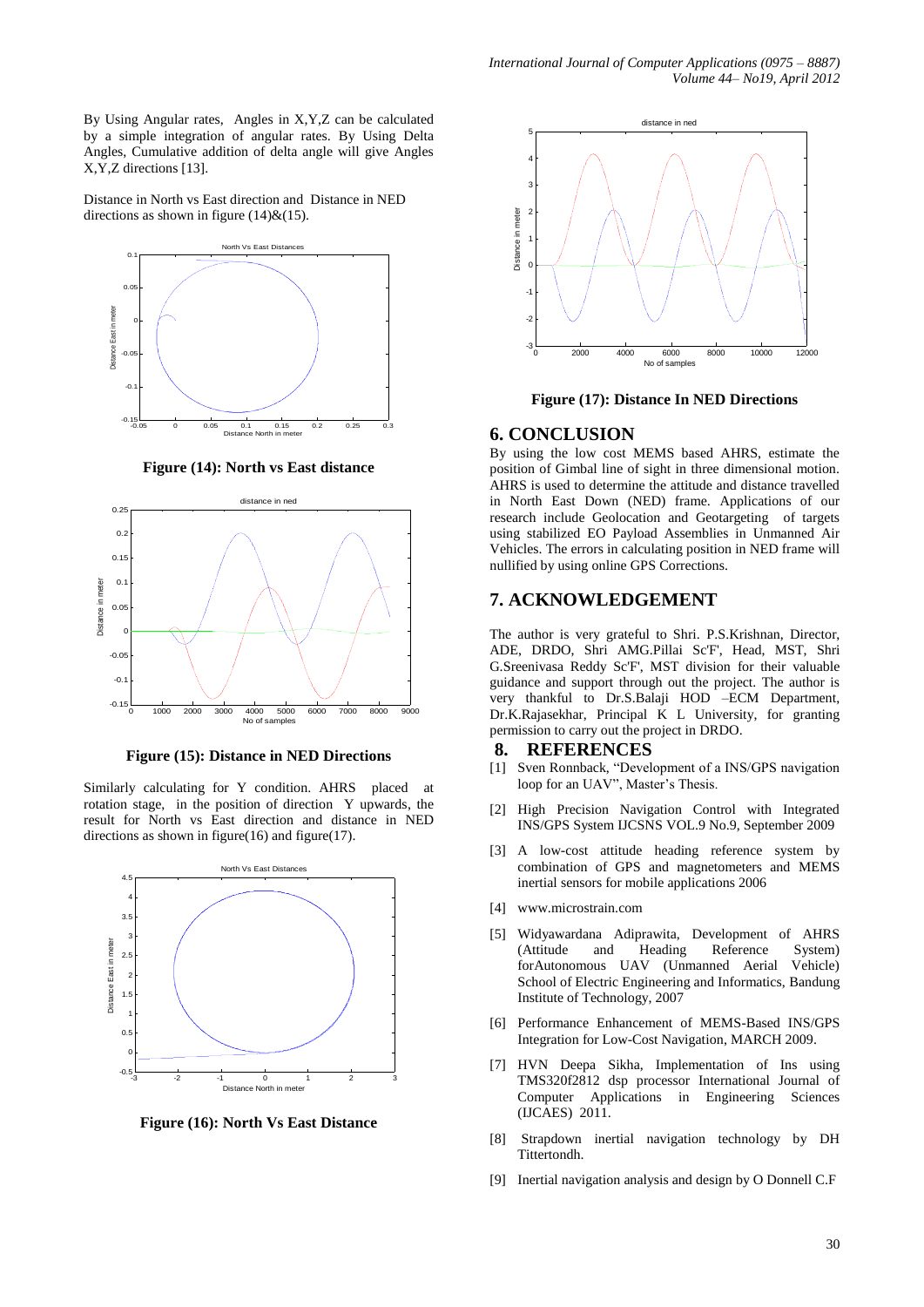By Using Angular rates, Angles in X,Y,Z can be calculated by a simple integration of angular rates. By Using Delta Angles, Cumulative addition of delta angle will give Angles X,Y,Z directions [13].

Distance in North vs East direction and Distance in NED directions as shown in figure (14)&(15).

**Figure (14): North vs East distance**

**Figure (15): Distance in NED Directions**

Similarly calculating for Y condition. AHRS placed at rotation stage, in the position of direction Y upwards, the result for North vs East direction and distance in NED directions as shown in figure(16) and figure(17).

**Figure (16): North Vs East Distance**

**Figure (17): Distance In NED Directions**

## 6. CONCLUSION

By using the low cost MEMS based AHRS, estimate the position of Gimbal line of sight in three dimensional motion. AHRS is used to determine the attitude and distance travelled in North East Down (NED) frame. Applications of our research include Geolocation and Geotargeting of targets using stabilized EO Payload Assemblies in Unmanned Air Vehicles. The errors in calculating position in NED frame will nullified by using online GPS Corrections.

## 7. ACKNOWLEDGEMENT

The author is very grateful to Shri. P.S.Krishnan, Director, ADE, DRDO, Shri AMG.Pillai Sc'F', Head, MST, Shri G.Sreenivasa Reddy Sc'F', MST division for their valuable guidance and support through out the project. The author is very thankful to Dr.S.Balaji HOD –ECM Department, Dr.K.Rajasekhar, Principal K L University, for granting permission to carry out the project in DRDO.

## 8. REFERENCES

[1] Sven Ronnback, "Development of a INS/GPS navigation loop for an UAV", Master's Thesis.

[2] High Precision Navigation Control with Integrated INS/GPS System IJCSNS VOL.9 No.9, September 2009

[3] A low-cost attitude heading reference system by combination of GPS and magnetometers and MEMS inertial sensors for mobile applications 2006

[4] www.microstrain.com

[5] Widyawardana Adiprawita, Development of AHRS (Attitude and Heading Reference System) forAutonomous UAV (Unmanned Aerial Vehicle) School of Electric Engineering and Informatics, Bandung Institute of Technology, 2007

[6] Performance Enhancement of MEMS-Based INS/GPS Integration for Low-Cost Navigation, MARCH 2009.

[7] HVN Deepa Sikha, Implementation of Ins using TMS320f2812 dsp processor International Journal of Computer Applications in Engineering Sciences (IJCAES) 2011.

[8] Strapdown inertial navigation technology by DH Tittertondh.

[9] Inertial navigation analysis and design by O Donnell C.F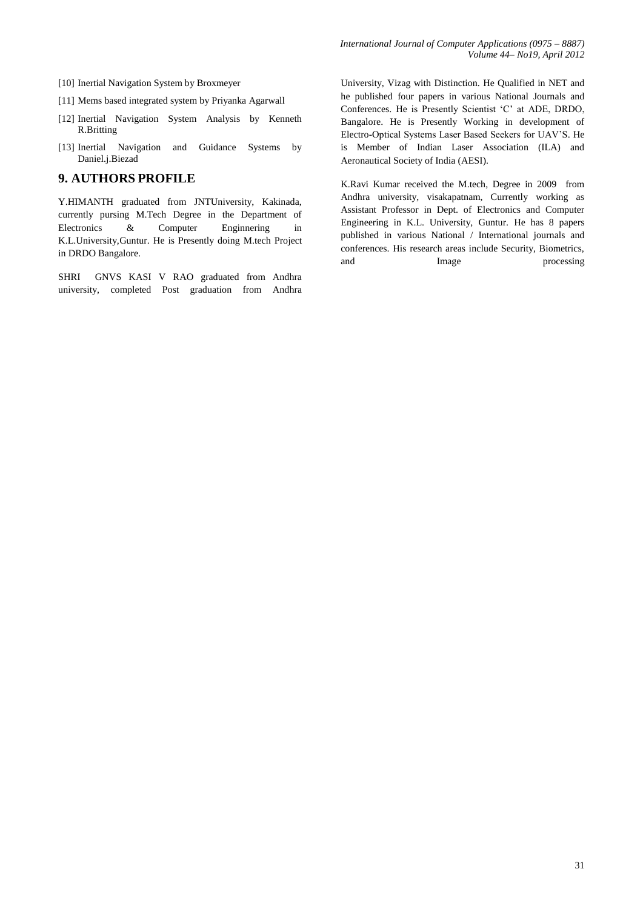[10] Inertial Navigation System by Broxmeyer

[11] Mems based integrated system by Priyanka Agarwall

[12] Inertial Navigation System Analysis by Kenneth R.Britting

[13] Inertial Navigation and Guidance Systems by Daniel.j.Biezad

## 9. AUTHORS PROFILE

Y.HIMANTH graduated from JNTUniversity, Kakinada, currently pursing M.Tech Degree in the Department of Electronics & Computer Enginnering in K.L.University,Guntur. He is Presently doing M.tech Project in DRDO Bangalore.

SHRI GNVS KASI V RAO graduated from Andhra university, completed Post graduation from Andhra University, Vizag with Distinction. He Qualified in NET and he published four papers in various National Journals and Conferences. He is Presently Scientist 'C' at ADE, DRDO, Bangalore. He is Presently Working in development of Electro-Optical Systems Laser Based Seekers for UAV'S. He is Member of Indian Laser Association (ILA) and Aeronautical Society of India (AESI).

K.Ravi Kumar received the M.tech, Degree in 2009 from Andhra university, visakapatnam, Currently working as Assistant Professor in Dept. of Electronics and Computer Engineering in K.L. University, Guntur. He has 8 papers published in various National / International journals and conferences. His research areas include Security, Biometrics, and Image processing